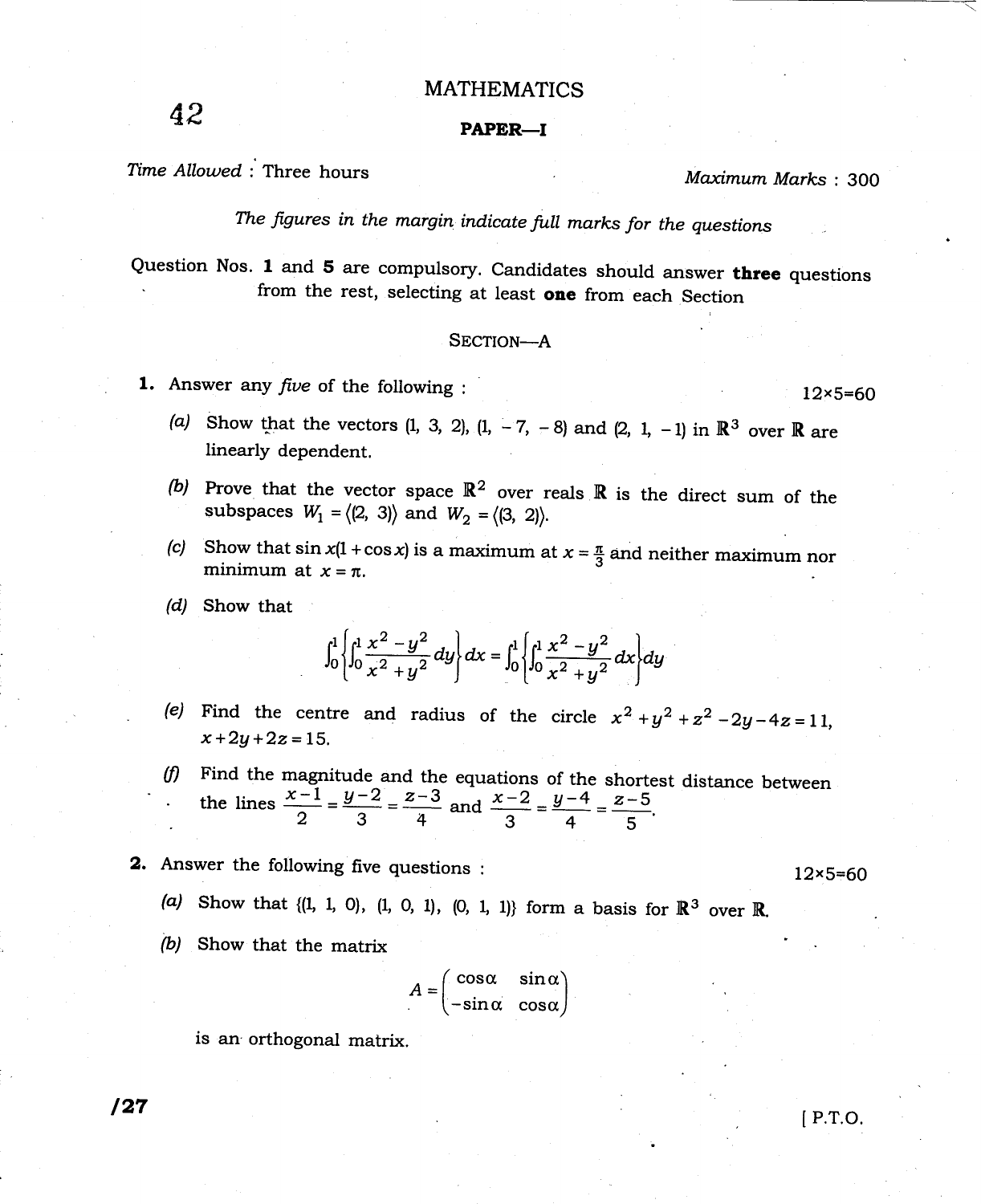42

# MATHEMATICS

## PAPER—I

*Time Allowed* : Three hours | *Maximum Marks* : 300

*The figures in the margin indicate full marks for the questions*

Question Nos. **1** and **5** are compulsory. Candidates should answer **three** questions from the rest, selecting at least **one** from each Section

### SECTION—A

**1.** Answer any *five* of the following : 12×5=60

*(a)* Show that the vectors (1, 3, 2), (1, − 7, − 8) and (2, 1, − 1) in $\mathbb{R}^3$ over $\mathbb{R}$ are linearly dependent.

*(b)* Prove that the vector space $\mathbb{R}^2$ over reals $\mathbb{R}$ is the direct sum of the subspaces $W_1 = \langle(2, 3)\rangle$ and $W_2 = \langle(3, 2)\rangle$.

*(c)* Show that $\sin x(1+\cos x)$ is a maximum at $x = \frac{\pi}{3}$ and neither maximum nor minimum at $x = \pi$.

*(d)* Show that

$$\int_0^1 \left\{ \int_0^1 \frac{x^2 - y^2}{x^2 + y^2}\, dy \right\} dx = \int_0^1 \left\{ \int_0^1 \frac{x^2 - y^2}{x^2 + y^2}\, dx \right\} dy$$

*(e)* Find the centre and radius of the circle $x^2 + y^2 + z^2 - 2y - 4z = 11$, $x + 2y + 2z = 15$.

*(f)* Find the magnitude and the equations of the shortest distance between the lines $\frac{x-1}{2} = \frac{y-2}{3} = \frac{z-3}{4}$ and $\frac{x-2}{3} = \frac{y-4}{4} = \frac{z-5}{5}$.

**2.** Answer the following five questions : 12×5=60

*(a)* Show that {(1, 1, 0), (1, 0, 1), (0, 1, 1)} form a basis for $\mathbb{R}^3$ over $\mathbb{R}$.

*(b)* Show that the matrix

$$A = \begin{pmatrix} \cos\alpha & \sin\alpha \\ -\sin\alpha & \cos\alpha \end{pmatrix}$$

is an orthogonal matrix.

/27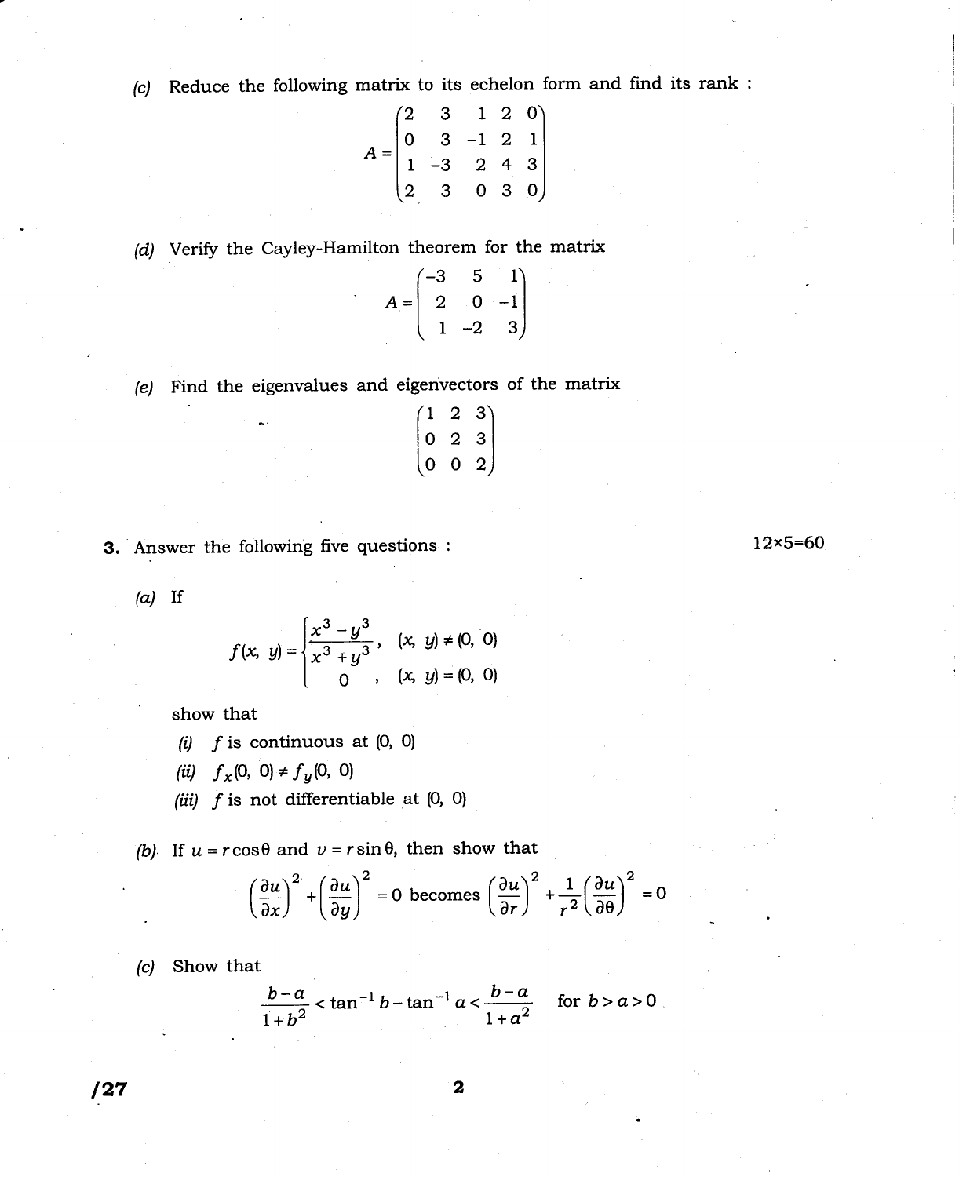(c) Reduce the following matrix to its echelon form and find its rank :

$$A = \begin{pmatrix} 2 & 3 & 1 & 2 & 0 \\ 0 & 3 & -1 & 2 & 1 \\ 1 & -3 & 2 & 4 & 3 \\ 2 & 3 & 0 & 3 & 0 \end{pmatrix}$$

(d) Verify the Cayley-Hamilton theorem for the matrix

$$A = \begin{pmatrix} -3 & 5 & 1 \\ 2 & 0 & -1 \\ 1 & -2 & 3 \end{pmatrix}$$

(e) Find the eigenvalues and eigenvectors of the matrix

$$\begin{pmatrix} 1 & 2 & 3 \\ 0 & 2 & 3 \\ 0 & 0 & 2 \end{pmatrix}$$

**3.** Answer the following five questions : 12×5=60

(a) If

$$f(x, y) = \begin{cases} \dfrac{x^3 - y^3}{x^3 + y^3}, & (x, y) \neq (0, 0) \\ 0, & (x, y) = (0, 0) \end{cases}$$

show that

(i) $f$ is continuous at $(0, 0)$

(ii) $f_x(0, 0) \neq f_y(0, 0)$

(iii) $f$ is not differentiable at $(0, 0)$

(b) If $u = r\cos\theta$ and $v = r\sin\theta$, then show that

$$\left(\frac{\partial u}{\partial x}\right)^2 + \left(\frac{\partial u}{\partial y}\right)^2 = 0 \text{ becomes } \left(\frac{\partial u}{\partial r}\right)^2 + \frac{1}{r^2}\left(\frac{\partial u}{\partial \theta}\right)^2 = 0$$

(c) Show that

$$\frac{b-a}{1+b^2} < \tan^{-1} b - \tan^{-1} a < \frac{b-a}{1+a^2} \quad \text{for } b > a > 0$$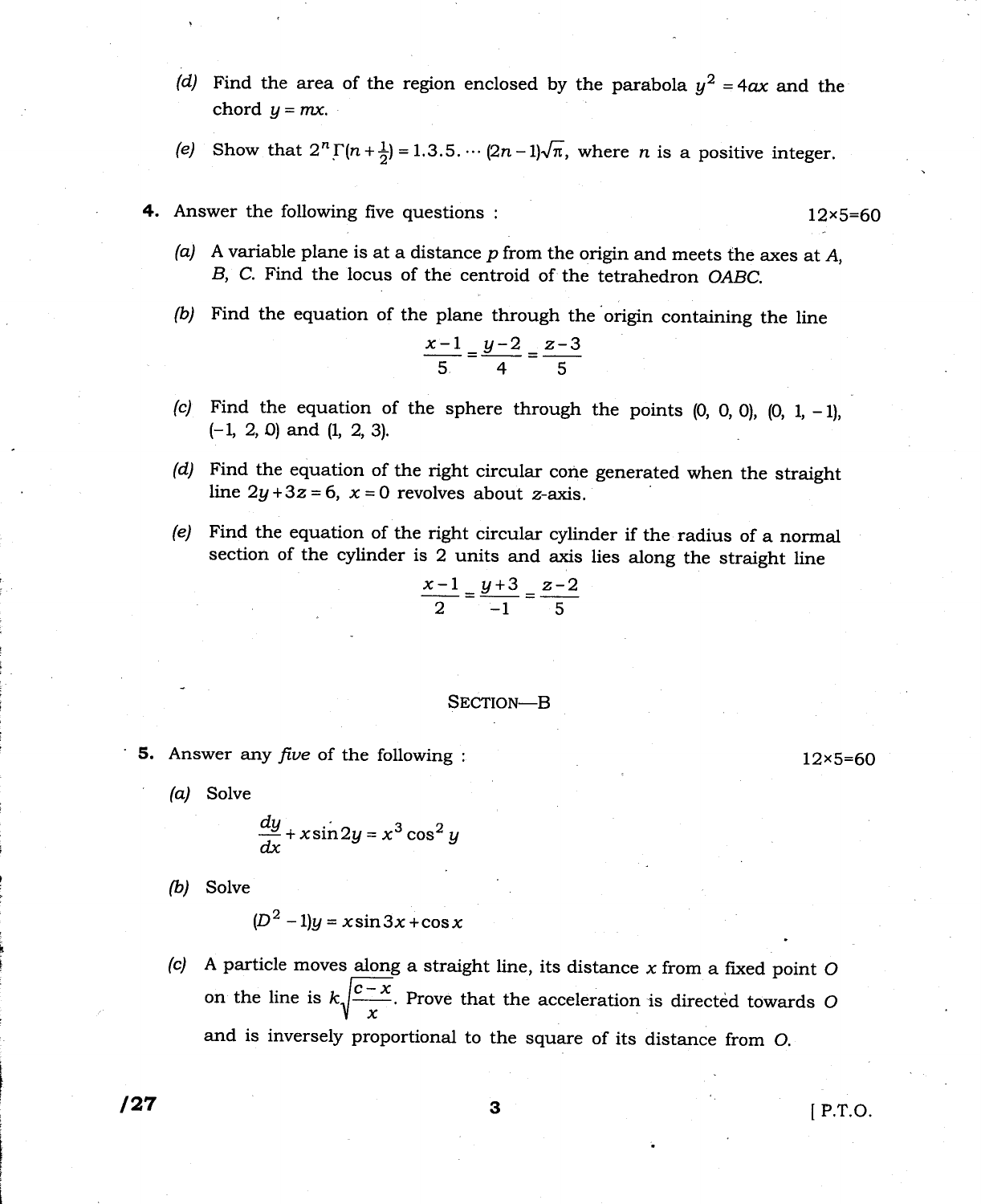(d) Find the area of the region enclosed by the parabola $y^2 = 4ax$ and the chord $y = mx$.

(e) Show that $2^n \Gamma(n + \frac{1}{2}) = 1.3.5. \cdots (2n-1)\sqrt{\pi}$, where $n$ is a positive integer.

**4.** Answer the following five questions : 12×5=60

(a) A variable plane is at a distance $p$ from the origin and meets the axes at $A$, $B$, $C$. Find the locus of the centroid of the tetrahedron $OABC$.

(b) Find the equation of the plane through the origin containing the line

$$\frac{x-1}{5} = \frac{y-2}{4} = \frac{z-3}{5}$$

(c) Find the equation of the sphere through the points (0, 0, 0), (0, 1, – 1), (–1, 2, 0) and (1, 2, 3).

(d) Find the equation of the right circular cone generated when the straight line $2y + 3z = 6$, $x = 0$ revolves about $z$-axis.

(e) Find the equation of the right circular cylinder if the radius of a normal section of the cylinder is 2 units and axis lies along the straight line

$$\frac{x-1}{2} = \frac{y+3}{-1} = \frac{z-2}{5}$$

## SECTION—B

**5.** Answer any *five* of the following : 12×5=60

(a) Solve

$$\frac{dy}{dx} + x \sin 2y = x^3 \cos^2 y$$

(b) Solve

$$(D^2 - 1)y = x \sin 3x + \cos x$$

(c) A particle moves along a straight line, its distance $x$ from a fixed point $O$ on the line is $k\sqrt{\frac{c-x}{x}}$. Prove that the acceleration is directed towards $O$ and is inversely proportional to the square of its distance from $O$.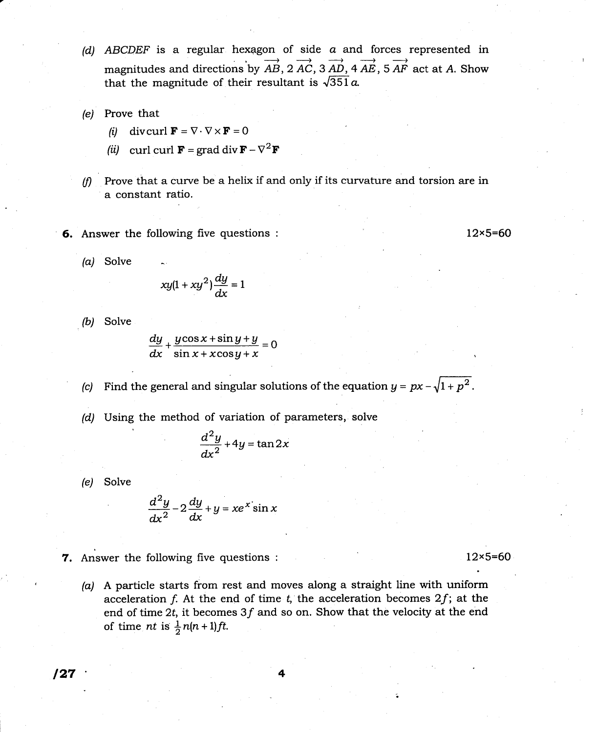*(d)* $ABCDEF$ is a regular hexagon of side $a$ and forces represented in magnitudes and directions by $\overrightarrow{AB}$, $2\,\overrightarrow{AC}$, $3\,\overrightarrow{AD}$, $4\,\overrightarrow{AE}$, $5\,\overrightarrow{AF}$ act at $A$. Show that the magnitude of their resultant is $\sqrt{351}\,a$.

*(e)* Prove that

*(i)* $\text{div}\,\text{curl}\,\mathbf{F} = \nabla \cdot \nabla \times \mathbf{F} = 0$

*(ii)* $\text{curl}\,\text{curl}\,\mathbf{F} = \text{grad}\,\text{div}\,\mathbf{F} - \nabla^2 \mathbf{F}$

*(f)* Prove that a curve be a helix if and only if its curvature and torsion are in a constant ratio.

**6.** Answer the following five questions : 12×5=60

*(a)* Solve

$$xy(1 + xy^2)\frac{dy}{dx} = 1$$

*(b)* Solve

$$\frac{dy}{dx} + \frac{y\cos x + \sin y + y}{\sin x + x\cos y + x} = 0$$

*(c)* Find the general and singular solutions of the equation $y = px - \sqrt{1 + p^2}$.

*(d)* Using the method of variation of parameters, solve

$$\frac{d^2y}{dx^2} + 4y = \tan 2x$$

*(e)* Solve

$$\frac{d^2y}{dx^2} - 2\frac{dy}{dx} + y = xe^x \sin x$$

**7.** Answer the following five questions : 12×5=60

*(a)* A particle starts from rest and moves along a straight line with uniform acceleration $f$. At the end of time $t$, the acceleration becomes $2f$; at the end of time $2t$, it becomes $3f$ and so on. Show that the velocity at the end of time $nt$ is $\frac{1}{2}n(n+1)ft$.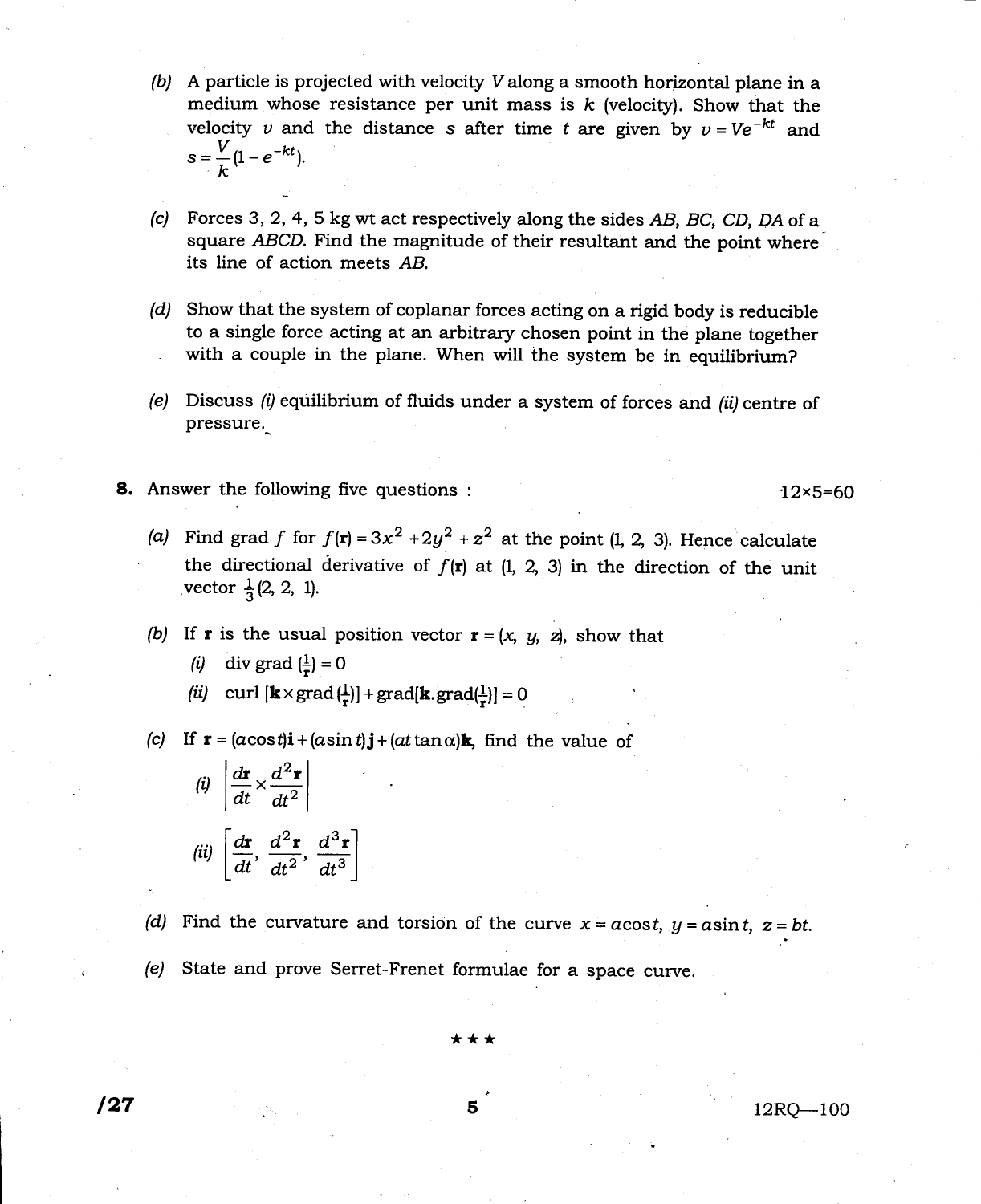*(b)* A particle is projected with velocity $V$ along a smooth horizontal plane in a medium whose resistance per unit mass is $k$ (velocity). Show that the velocity $v$ and the distance $s$ after time $t$ are given by $v = Ve^{-kt}$ and $s = \frac{V}{k}(1 - e^{-kt})$.

*(c)* Forces 3, 2, 4, 5 kg wt act respectively along the sides *AB*, *BC*, *CD*, *DA* of a square *ABCD*. Find the magnitude of their resultant and the point where its line of action meets *AB*.

*(d)* Show that the system of coplanar forces acting on a rigid body is reducible to a single force acting at an arbitrary chosen point in the plane together with a couple in the plane. When will the system be in equilibrium?

*(e)* Discuss *(i)* equilibrium of fluids under a system of forces and *(ii)* centre of pressure.

**8.** Answer the following five questions : 12×5=60

*(a)* Find grad $f$ for $f(\mathbf{r}) = 3x^2 + 2y^2 + z^2$ at the point (1, 2, 3). Hence calculate the directional derivative of $f(\mathbf{r})$ at (1, 2, 3) in the direction of the unit vector $\frac{1}{3}(2, 2, 1)$.

*(b)* If $\mathbf{r}$ is the usual position vector $\mathbf{r} = (x, y, z)$, show that

*(i)* $\text{div grad}\left(\frac{1}{\mathbf{r}}\right) = 0$

*(ii)* $\text{curl}\left[\mathbf{k} \times \text{grad}\left(\frac{1}{\mathbf{r}}\right)\right] + \text{grad}\left[\mathbf{k} \cdot \text{grad}\left(\frac{1}{\mathbf{r}}\right)\right] = 0$

*(c)* If $\mathbf{r} = (a\cos t)\mathbf{i} + (a\sin t)\mathbf{j} + (at\tan\alpha)\mathbf{k}$, find the value of

*(i)* $\left|\frac{d\mathbf{r}}{dt} \times \frac{d^2\mathbf{r}}{dt^2}\right|$

*(ii)* $\left[\frac{d\mathbf{r}}{dt}, \frac{d^2\mathbf{r}}{dt^2}, \frac{d^3\mathbf{r}}{dt^3}\right]$

*(d)* Find the curvature and torsion of the curve $x = a\cos t$, $y = a\sin t$, $z = bt$.

*(e)* State and prove Serret-Frenet formulae for a space curve.

★ ★ ★